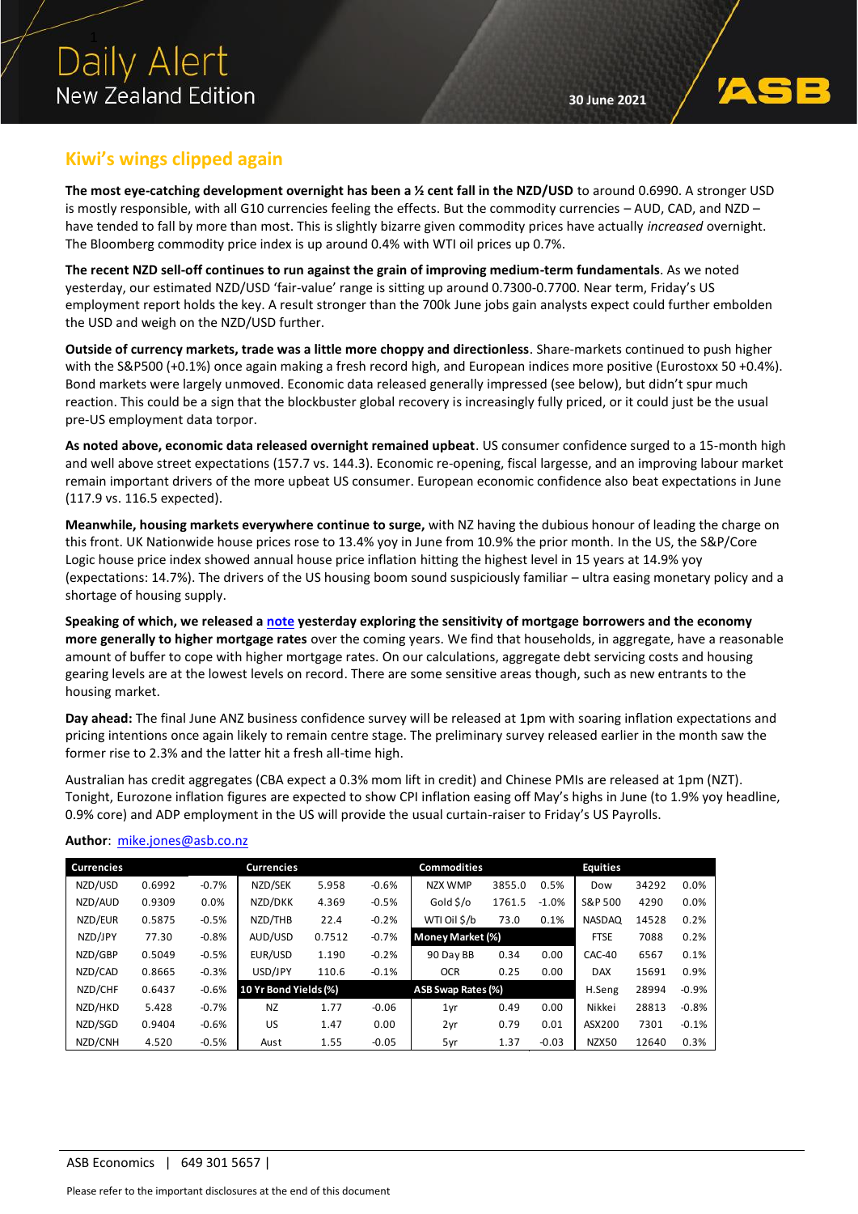# Daily Alert
## New Zealand Edition

30 June 2021

## Kiwi's wings clipped again

**The most eye-catching development overnight has been a ½ cent fall in the NZD/USD** to around 0.6990. A stronger USD is mostly responsible, with all G10 currencies feeling the effects. But the commodity currencies – AUD, CAD, and NZD – have tended to fall by more than most. This is slightly bizarre given commodity prices have actually *increased* overnight. The Bloomberg commodity price index is up around 0.4% with WTI oil prices up 0.7%.

**The recent NZD sell-off continues to run against the grain of improving medium-term fundamentals**. As we noted yesterday, our estimated NZD/USD 'fair-value' range is sitting up around 0.7300-0.7700. Near term, Friday's US employment report holds the key. A result stronger than the 700k June jobs gain analysts expect could further embolden the USD and weigh on the NZD/USD further.

**Outside of currency markets, trade was a little more choppy and directionless**. Share-markets continued to push higher with the S&P500 (+0.1%) once again making a fresh record high, and European indices more positive (Eurostoxx 50 +0.4%). Bond markets were largely unmoved. Economic data released generally impressed (see below), but didn't spur much reaction. This could be a sign that the blockbuster global recovery is increasingly fully priced, or it could just be the usual pre-US employment data torpor.

**As noted above, economic data released overnight remained upbeat**. US consumer confidence surged to a 15-month high and well above street expectations (157.7 vs. 144.3). Economic re-opening, fiscal largesse, and an improving labour market remain important drivers of the more upbeat US consumer. European economic confidence also beat expectations in June (117.9 vs. 116.5 expected).

**Meanwhile, housing markets everywhere continue to surge,** with NZ having the dubious honour of leading the charge on this front. UK Nationwide house prices rose to 13.4% yoy in June from 10.9% the prior month. In the US, the S&P/Core Logic house price index showed annual house price inflation hitting the highest level in 15 years at 14.9% yoy (expectations: 14.7%). The drivers of the US housing boom sound suspiciously familiar – ultra easing monetary policy and a shortage of housing supply.

**Speaking of which, we released a note yesterday exploring the sensitivity of mortgage borrowers and the economy more generally to higher mortgage rates** over the coming years. We find that households, in aggregate, have a reasonable amount of buffer to cope with higher mortgage rates. On our calculations, aggregate debt servicing costs and housing gearing levels are at the lowest levels on record. There are some sensitive areas though, such as new entrants to the housing market.

**Day ahead:** The final June ANZ business confidence survey will be released at 1pm with soaring inflation expectations and pricing intentions once again likely to remain centre stage. The preliminary survey released earlier in the month saw the former rise to 2.3% and the latter hit a fresh all-time high.

Australian has credit aggregates (CBA expect a 0.3% mom lift in credit) and Chinese PMIs are released at 1pm (NZT). Tonight, Eurozone inflation figures are expected to show CPI inflation easing off May's highs in June (to 1.9% yoy headline, 0.9% core) and ADP employment in the US will provide the usual curtain-raiser to Friday's US Payrolls.

**Author**: mike.jones@asb.co.nz

| Currencies | | | Currencies | | | Commodities | | | Equities | | |
|---|---|---|---|---|---|---|---|---|---|---|---|
| NZD/USD | 0.6992 | -0.7% | NZD/SEK | 5.958 | -0.6% | NZX WMP | 3855.0 | 0.5% | Dow | 34292 | 0.0% |
| NZD/AUD | 0.9309 | 0.0% | NZD/DKK | 4.369 | -0.5% | Gold $/o | 1761.5 | -1.0% | S&P 500 | 4290 | 0.0% |
| NZD/EUR | 0.5875 | -0.5% | NZD/THB | 22.4 | -0.2% | WTI Oil $/b | 73.0 | 0.1% | NASDAQ | 14528 | 0.2% |
| NZD/JPY | 77.30 | -0.8% | AUD/USD | 0.7512 | -0.7% | **Money Market (%)** | | | FTSE | 7088 | 0.2% |
| NZD/GBP | 0.5049 | -0.5% | EUR/USD | 1.190 | -0.2% | 90 Day BB | 0.34 | 0.00 | CAC-40 | 6567 | 0.1% |
| NZD/CAD | 0.8665 | -0.3% | USD/JPY | 110.6 | -0.1% | OCR | 0.25 | 0.00 | DAX | 15691 | 0.9% |
| NZD/CHF | 0.6437 | -0.6% | **10 Yr Bond Yields (%)** | | | **ASB Swap Rates (%)** | | | H.Seng | 28994 | -0.9% |
| NZD/HKD | 5.428 | -0.7% | NZ | 1.77 | -0.06 | 1yr | 0.49 | 0.00 | Nikkei | 28813 | -0.8% |
| NZD/SGD | 0.9404 | -0.6% | US | 1.47 | 0.00 | 2yr | 0.79 | 0.01 | ASX200 | 7301 | -0.1% |
| NZD/CNH | 4.520 | -0.5% | Aust | 1.55 | -0.05 | 5yr | 1.37 | -0.03 | NZX50 | 12640 | 0.3% |

ASB Economics | 649 301 5657 |

Please refer to the important disclosures at the end of this document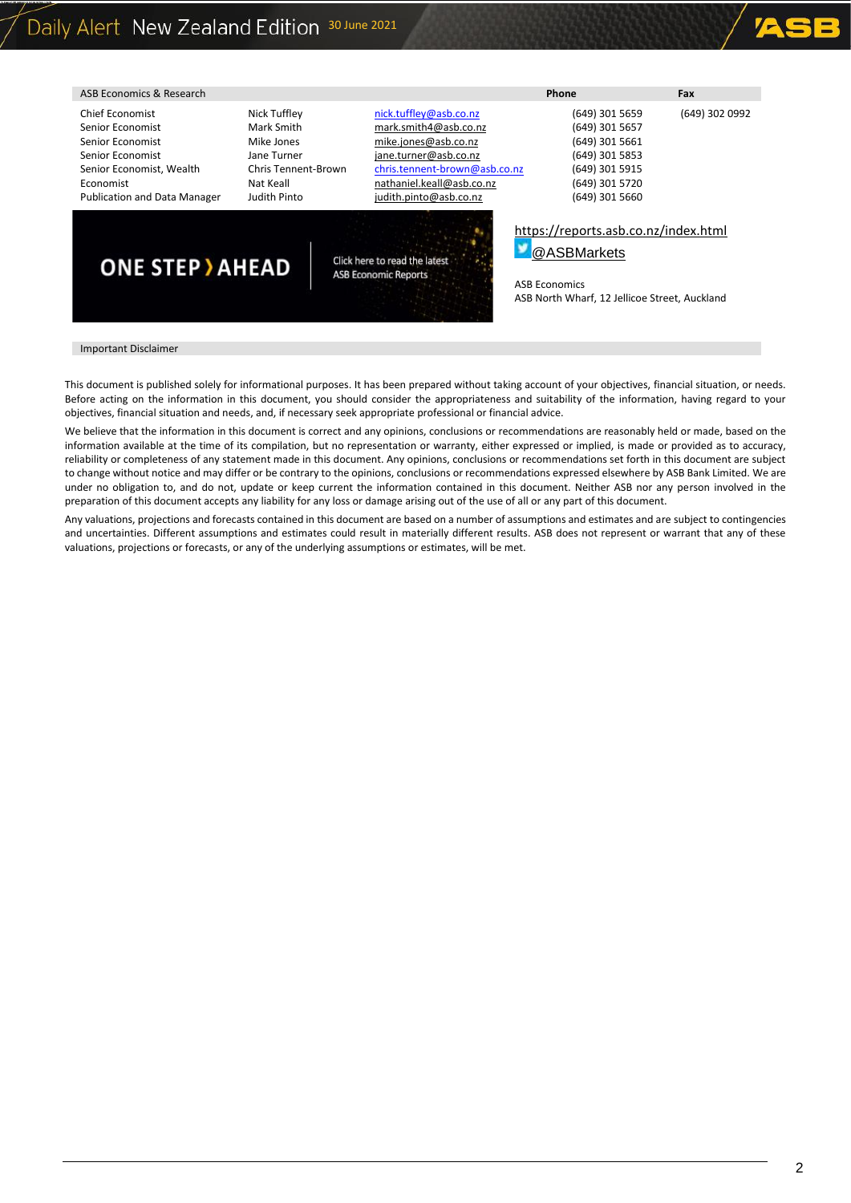| ASB Economics & Research | | | Phone | Fax |
|---|---|---|---|---|
| Chief Economist | Nick Tuffley | nick.tuffley@asb.co.nz | (649) 301 5659 | (649) 302 0992 |
| Senior Economist | Mark Smith | mark.smith4@asb.co.nz | (649) 301 5657 | |
| Senior Economist | Mike Jones | mike.jones@asb.co.nz | (649) 301 5661 | |
| Senior Economist | Jane Turner | jane.turner@asb.co.nz | (649) 301 5853 | |
| Senior Economist, Wealth | Chris Tennent-Brown | chris.tennent-brown@asb.co.nz | (649) 301 5915 | |
| Economist | Nat Keall | nathaniel.keall@asb.co.nz | (649) 301 5720 | |
| Publication and Data Manager | Judith Pinto | judith.pinto@asb.co.nz | (649) 301 5660 | |

ONE STEP › AHEAD

Click here to read the latest ASB Economic Reports

https://reports.asb.co.nz/index.html

@ASBMarkets

ASB Economics
ASB North Wharf, 12 Jellicoe Street, Auckland

## Important Disclaimer

This document is published solely for informational purposes. It has been prepared without taking account of your objectives, financial situation, or needs. Before acting on the information in this document, you should consider the appropriateness and suitability of the information, having regard to your objectives, financial situation and needs, and, if necessary seek appropriate professional or financial advice.

We believe that the information in this document is correct and any opinions, conclusions or recommendations are reasonably held or made, based on the information available at the time of its compilation, but no representation or warranty, either expressed or implied, is made or provided as to accuracy, reliability or completeness of any statement made in this document. Any opinions, conclusions or recommendations set forth in this document are subject to change without notice and may differ or be contrary to the opinions, conclusions or recommendations expressed elsewhere by ASB Bank Limited. We are under no obligation to, and do not, update or keep current the information contained in this document. Neither ASB nor any person involved in the preparation of this document accepts any liability for any loss or damage arising out of the use of all or any part of this document.

Any valuations, projections and forecasts contained in this document are based on a number of assumptions and estimates and are subject to contingencies and uncertainties. Different assumptions and estimates could result in materially different results. ASB does not represent or warrant that any of these valuations, projections or forecasts, or any of the underlying assumptions or estimates, will be met.